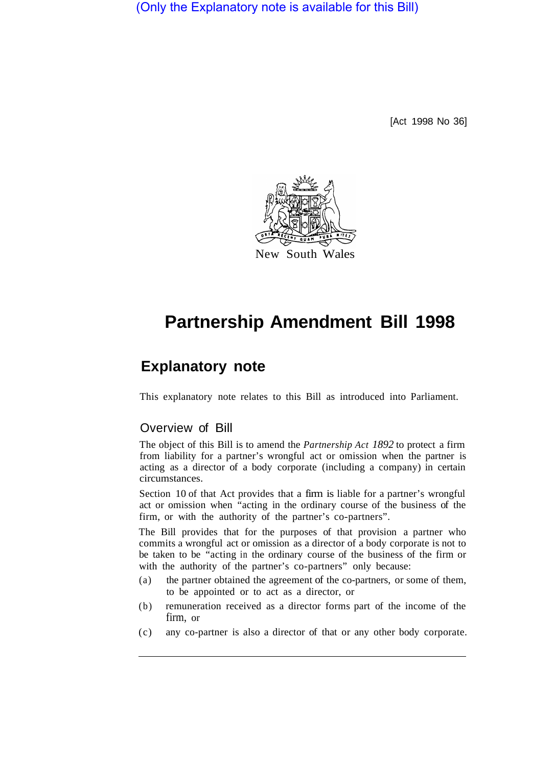(Only the Explanatory note is available for this Bill)

[Act 1998 No 36]

New South Wales

# Partnership Amendment Bill 1998

## Explanatory note

This explanatory note relates to this Bill as introduced into Parliament.

### Overview of Bill

The object of this Bill is to amend the *Partnership Act 1892* to protect a firm from liability for a partner's wrongful act or omission when the partner is acting as a director of a body corporate (including a company) in certain circumstances.

Section 10 of that Act provides that a firm is liable for a partner's wrongful act or omission when "acting in the ordinary course of the business of the firm, or with the authority of the partner's co-partners".

The Bill provides that for the purposes of that provision a partner who commits a wrongful act or omission as a director of a body corporate is not to be taken to be "acting in the ordinary course of the business of the firm or with the authority of the partner's co-partners" only because:

(a) the partner obtained the agreement of the co-partners, or some of them, to be appointed or to act as a director, or

(b) remuneration received as a director forms part of the income of the firm, or

(c) any co-partner is also a director of that or any other body corporate.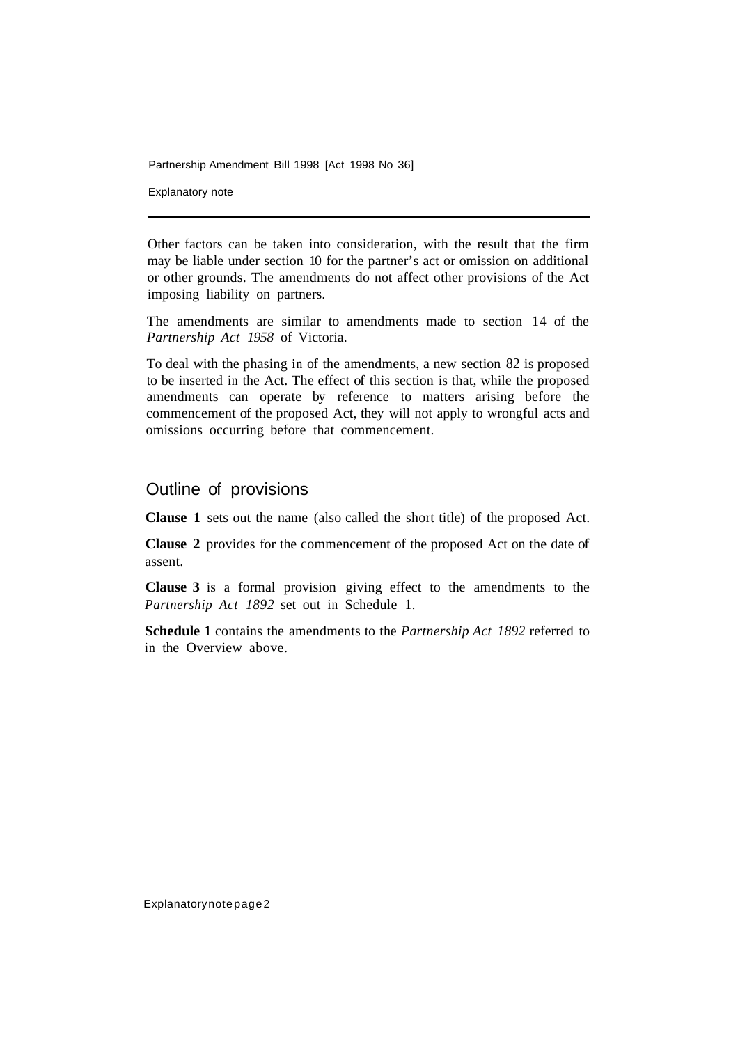Other factors can be taken into consideration, with the result that the firm may be liable under section 10 for the partner's act or omission on additional or other grounds. The amendments do not affect other provisions of the Act imposing liability on partners.

The amendments are similar to amendments made to section 14 of the *Partnership Act 1958* of Victoria.

To deal with the phasing in of the amendments, a new section 82 is proposed to be inserted in the Act. The effect of this section is that, while the proposed amendments can operate by reference to matters arising before the commencement of the proposed Act, they will not apply to wrongful acts and omissions occurring before that commencement.

## Outline of provisions

**Clause 1** sets out the name (also called the short title) of the proposed Act.

**Clause 2** provides for the commencement of the proposed Act on the date of assent.

**Clause 3** is a formal provision giving effect to the amendments to the *Partnership Act 1892* set out in Schedule 1.

**Schedule 1** contains the amendments to the *Partnership Act 1892* referred to in the Overview above.